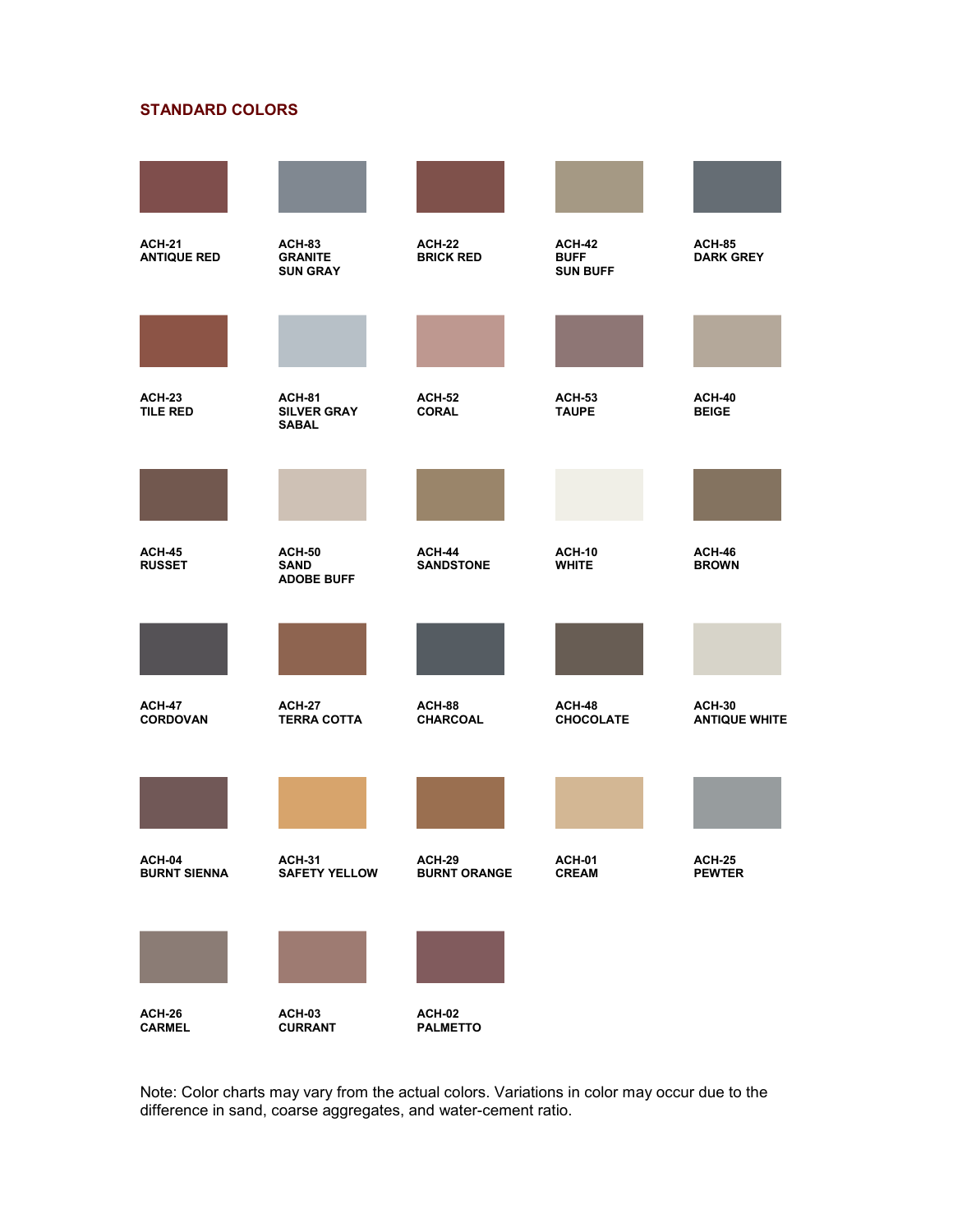## STANDARD COLORS

| | | | | |
|---|---|---|---|---|
| ACH-21<br>ANTIQUE RED | ACH-83<br>GRANITE<br>SUN GRAY | ACH-22<br>BRICK RED | ACH-42<br>BUFF<br>SUN BUFF | ACH-85<br>DARK GREY |
| ACH-23<br>TILE RED | ACH-81<br>SILVER GRAY<br>SABAL | ACH-52<br>CORAL | ACH-53<br>TAUPE | ACH-40<br>BEIGE |
| ACH-45<br>RUSSET | ACH-50<br>SAND<br>ADOBE BUFF | ACH-44<br>SANDSTONE | ACH-10<br>WHITE | ACH-46<br>BROWN |
| ACH-47<br>CORDOVAN | ACH-27<br>TERRA COTTA | ACH-88<br>CHARCOAL | ACH-48<br>CHOCOLATE | ACH-30<br>ANTIQUE WHITE |
| ACH-04<br>BURNT SIENNA | ACH-31<br>SAFETY YELLOW | ACH-29<br>BURNT ORANGE | ACH-01<br>CREAM | ACH-25<br>PEWTER |
| ACH-26<br>CARMEL | ACH-03<br>CURRANT | ACH-02<br>PALMETTO | | |

Note: Color charts may vary from the actual colors. Variations in color may occur due to the difference in sand, coarse aggregates, and water-cement ratio.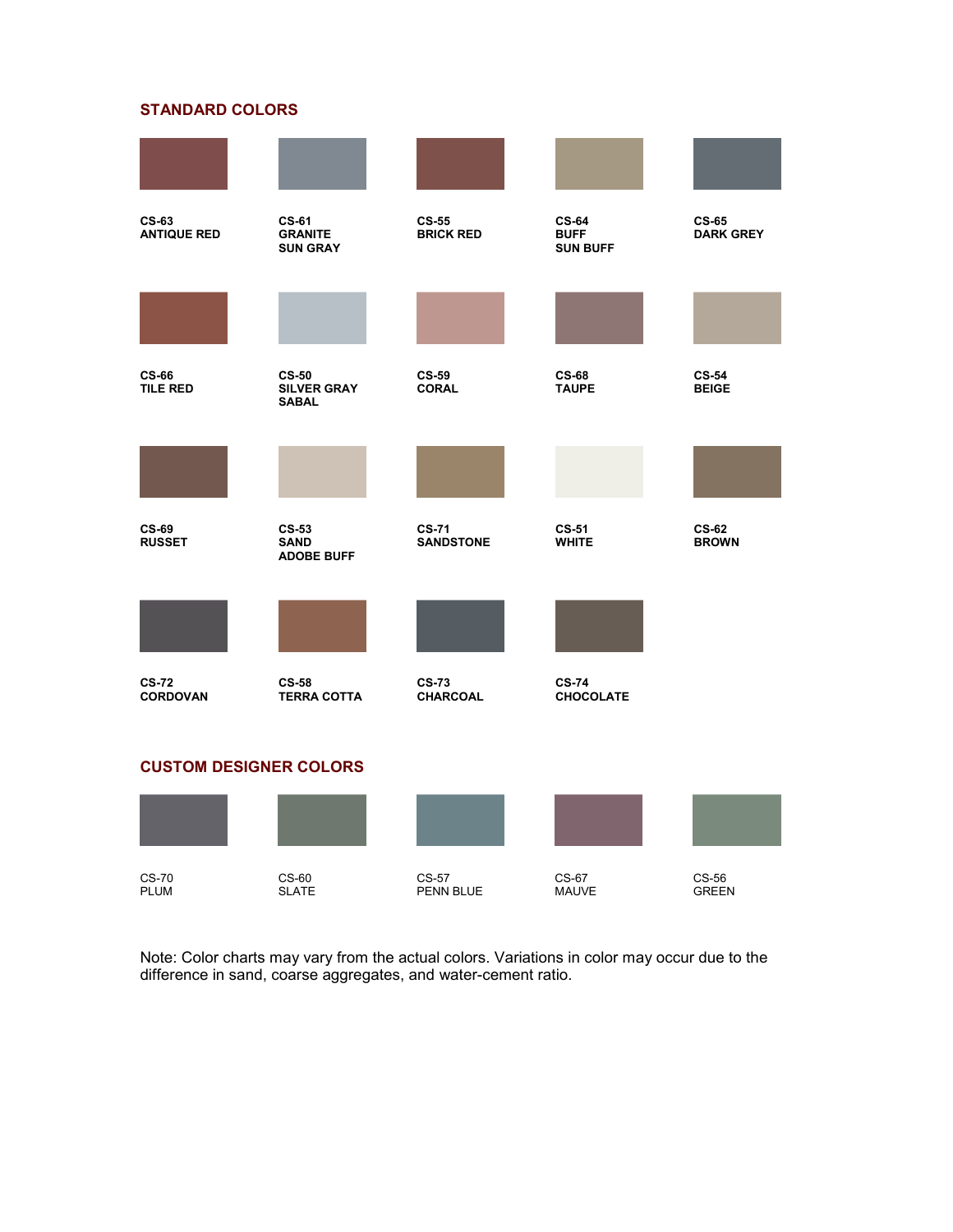## STANDARD COLORS

| | | | | |
|---|---|---|---|---|
| **CS-63**<br>**ANTIQUE RED** | **CS-61**<br>**GRANITE**<br>**SUN GRAY** | **CS-55**<br>**BRICK RED** | **CS-64**<br>**BUFF**<br>**SUN BUFF** | **CS-65**<br>**DARK GREY** |
| **CS-66**<br>**TILE RED** | **CS-50**<br>**SILVER GRAY**<br>**SABAL** | **CS-59**<br>**CORAL** | **CS-68**<br>**TAUPE** | **CS-54**<br>**BEIGE** |
| **CS-69**<br>**RUSSET** | **CS-53**<br>**SAND**<br>**ADOBE BUFF** | **CS-71**<br>**SANDSTONE** | **CS-51**<br>**WHITE** | **CS-62**<br>**BROWN** |
| **CS-72**<br>**CORDOVAN** | **CS-58**<br>**TERRA COTTA** | **CS-73**<br>**CHARCOAL** | **CS-74**<br>**CHOCOLATE** | |

## CUSTOM DESIGNER COLORS

| | | | | |
|---|---|---|---|---|
| CS-70<br>PLUM | CS-60<br>SLATE | CS-57<br>PENN BLUE | CS-67<br>MAUVE | CS-56<br>GREEN |

Note: Color charts may vary from the actual colors. Variations in color may occur due to the difference in sand, coarse aggregates, and water-cement ratio.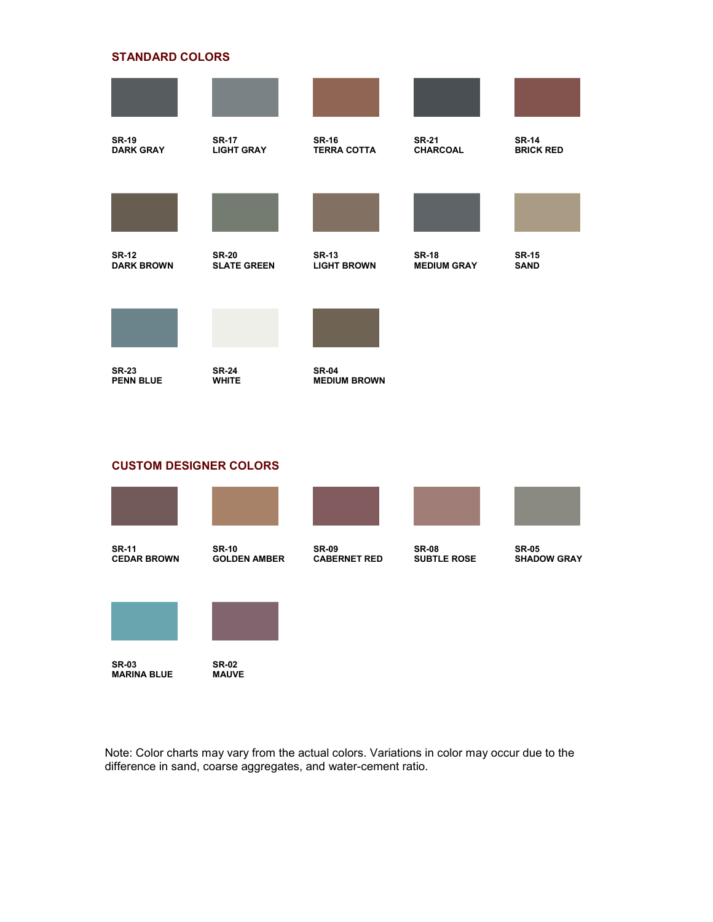## STANDARD COLORS

**SR-19**
**DARK GRAY**

**SR-17**
**LIGHT GRAY**

**SR-16**
**TERRA COTTA**

**SR-21**
**CHARCOAL**

**SR-14**
**BRICK RED**

**SR-12**
**DARK BROWN**

**SR-20**
**SLATE GREEN**

**SR-13**
**LIGHT BROWN**

**SR-18**
**MEDIUM GRAY**

**SR-15**
**SAND**

**SR-23**
**PENN BLUE**

**SR-24**
**WHITE**

**SR-04**
**MEDIUM BROWN**

## CUSTOM DESIGNER COLORS

**SR-11**
**CEDAR BROWN**

**SR-10**
**GOLDEN AMBER**

**SR-09**
**CABERNET RED**

**SR-08**
**SUBTLE ROSE**

**SR-05**
**SHADOW GRAY**

**SR-03**
**MARINA BLUE**

**SR-02**
**MAUVE**

Note: Color charts may vary from the actual colors. Variations in color may occur due to the difference in sand, coarse aggregates, and water-cement ratio.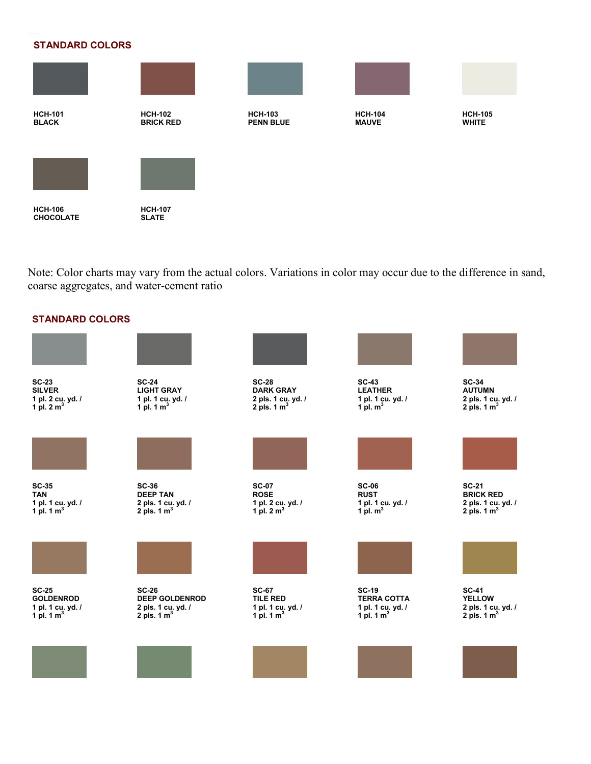## STANDARD COLORS

HCH-101
BLACK

HCH-102
BRICK RED

HCH-103
PENN BLUE

HCH-104
MAUVE

HCH-105
WHITE

HCH-106
CHOCOLATE

HCH-107
SLATE

Note: Color charts may vary from the actual colors. Variations in color may occur due to the difference in sand, coarse aggregates, and water-cement ratio

## STANDARD COLORS

**SC-23**
**SILVER**
**1 pl. 2 cu. yd. /**
**1 pl. 2 $m^3$**

**SC-24**
**LIGHT GRAY**
**1 pl. 1 cu. yd. /**
**1 pl. 1 $m^3$**

**SC-28**
**DARK GRAY**
**2 pls. 1 cu. yd. /**
**2 pls. 1 $m^3$**

**SC-43**
**LEATHER**
**1 pl. 1 cu. yd. /**
**1 pl. $m^3$**

**SC-34**
**AUTUMN**
**2 pls. 1 cu. yd. /**
**2 pls. 1 $m^3$**

**SC-35**
**TAN**
**1 pl. 1 cu. yd. /**
**1 pl. 1 $m^3$**

**SC-36**
**DEEP TAN**
**2 pls. 1 cu. yd. /**
**2 pls. 1 $m^3$**

**SC-07**
**ROSE**
**1 pl. 2 cu. yd. /**
**1 pl. 2 $m^3$**

**SC-06**
**RUST**
**1 pl. 1 cu. yd. /**
**1 pl. $m^3$**

**SC-21**
**BRICK RED**
**2 pls. 1 cu. yd. /**
**2 pls. 1 $m^3$**

**SC-25**
**GOLDENROD**
**1 pl. 1 cu. yd. /**
**1 pl. 1 $m^3$**

**SC-26**
**DEEP GOLDENROD**
**2 pls. 1 cu. yd. /**
**2 pls. 1 $m^3$**

**SC-67**
**TILE RED**
**1 pl. 1 cu. yd. /**
**1 pl. 1 $m^3$**

**SC-19**
**TERRA COTTA**
**1 pl. 1 cu. yd. /**
**1 pl. 1 $m^3$**

**SC-41**
**YELLOW**
**2 pls. 1 cu. yd. /**
**2 pls. 1 $m^3$**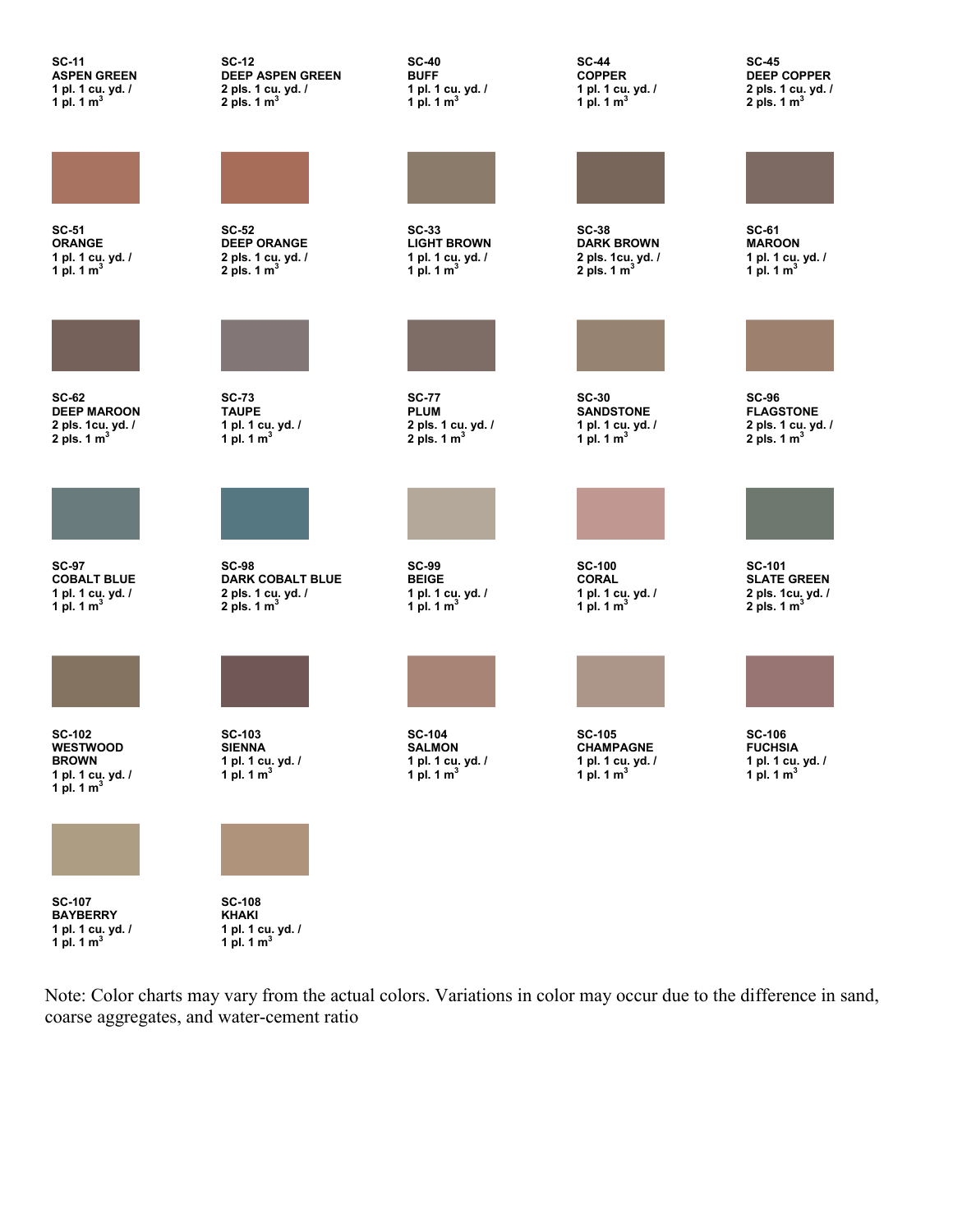| | | | | |
|---|---|---|---|---|
| **SC-11**<br>**ASPEN GREEN**<br>**1 pl. 1 cu. yd. /**<br>**1 pl. 1 m$^3$** | **SC-12**<br>**DEEP ASPEN GREEN**<br>**2 pls. 1 cu. yd. /**<br>**2 pls. 1 m$^3$** | **SC-40**<br>**BUFF**<br>**1 pl. 1 cu. yd. /**<br>**1 pl. 1 m$^3$** | **SC-44**<br>**COPPER**<br>**1 pl. 1 cu. yd. /**<br>**1 pl. 1 m$^3$** | **SC-45**<br>**DEEP COPPER**<br>**2 pls. 1 cu. yd. /**<br>**2 pls. 1 m$^3$** |
| **SC-51**<br>**ORANGE**<br>**1 pl. 1 cu. yd. /**<br>**1 pl. 1 m$^3$** | **SC-52**<br>**DEEP ORANGE**<br>**2 pls. 1 cu. yd. /**<br>**2 pls. 1 m$^3$** | **SC-33**<br>**LIGHT BROWN**<br>**1 pl. 1 cu. yd. /**<br>**1 pl. 1 m$^3$** | **SC-38**<br>**DARK BROWN**<br>**2 pls. 1cu. yd. /**<br>**2 pls. 1 m$^3$** | **SC-61**<br>**MAROON**<br>**1 pl. 1 cu. yd. /**<br>**1 pl. 1 m$^3$** |
| **SC-62**<br>**DEEP MAROON**<br>**2 pls. 1cu. yd. /**<br>**2 pls. 1 m$^3$** | **SC-73**<br>**TAUPE**<br>**1 pl. 1 cu. yd. /**<br>**1 pl. 1 m$^3$** | **SC-77**<br>**PLUM**<br>**2 pls. 1 cu. yd. /**<br>**2 pls. 1 m$^3$** | **SC-30**<br>**SANDSTONE**<br>**1 pl. 1 cu. yd. /**<br>**1 pl. 1 m$^3$** | **SC-96**<br>**FLAGSTONE**<br>**2 pls. 1 cu. yd. /**<br>**2 pls. 1 m$^3$** |
| **SC-97**<br>**COBALT BLUE**<br>**1 pl. 1 cu. yd. /**<br>**1 pl. 1 m$^3$** | **SC-98**<br>**DARK COBALT BLUE**<br>**2 pls. 1 cu. yd. /**<br>**2 pls. 1 m$^3$** | **SC-99**<br>**BEIGE**<br>**1 pl. 1 cu. yd. /**<br>**1 pl. 1 m$^3$** | **SC-100**<br>**CORAL**<br>**1 pl. 1 cu. yd. /**<br>**1 pl. 1 m$^3$** | **SC-101**<br>**SLATE GREEN**<br>**2 pls. 1cu. yd. /**<br>**2 pls. 1 m$^3$** |
| **SC-102**<br>**WESTWOOD BROWN**<br>**1 pl. 1 cu. yd. /**<br>**1 pl. 1 m$^3$** | **SC-103**<br>**SIENNA**<br>**1 pl. 1 cu. yd. /**<br>**1 pl. 1 m$^3$** | **SC-104**<br>**SALMON**<br>**1 pl. 1 cu. yd. /**<br>**1 pl. 1 m$^3$** | **SC-105**<br>**CHAMPAGNE**<br>**1 pl. 1 cu. yd. /**<br>**1 pl. 1 m$^3$** | **SC-106**<br>**FUCHSIA**<br>**1 pl. 1 cu. yd. /**<br>**1 pl. 1 m$^3$** |
| **SC-107**<br>**BAYBERRY**<br>**1 pl. 1 cu. yd. /**<br>**1 pl. 1 m$^3$** | **SC-108**<br>**KHAKI**<br>**1 pl. 1 cu. yd. /**<br>**1 pl. 1 m$^3$** | | | |

Note: Color charts may vary from the actual colors. Variations in color may occur due to the difference in sand, coarse aggregates, and water-cement ratio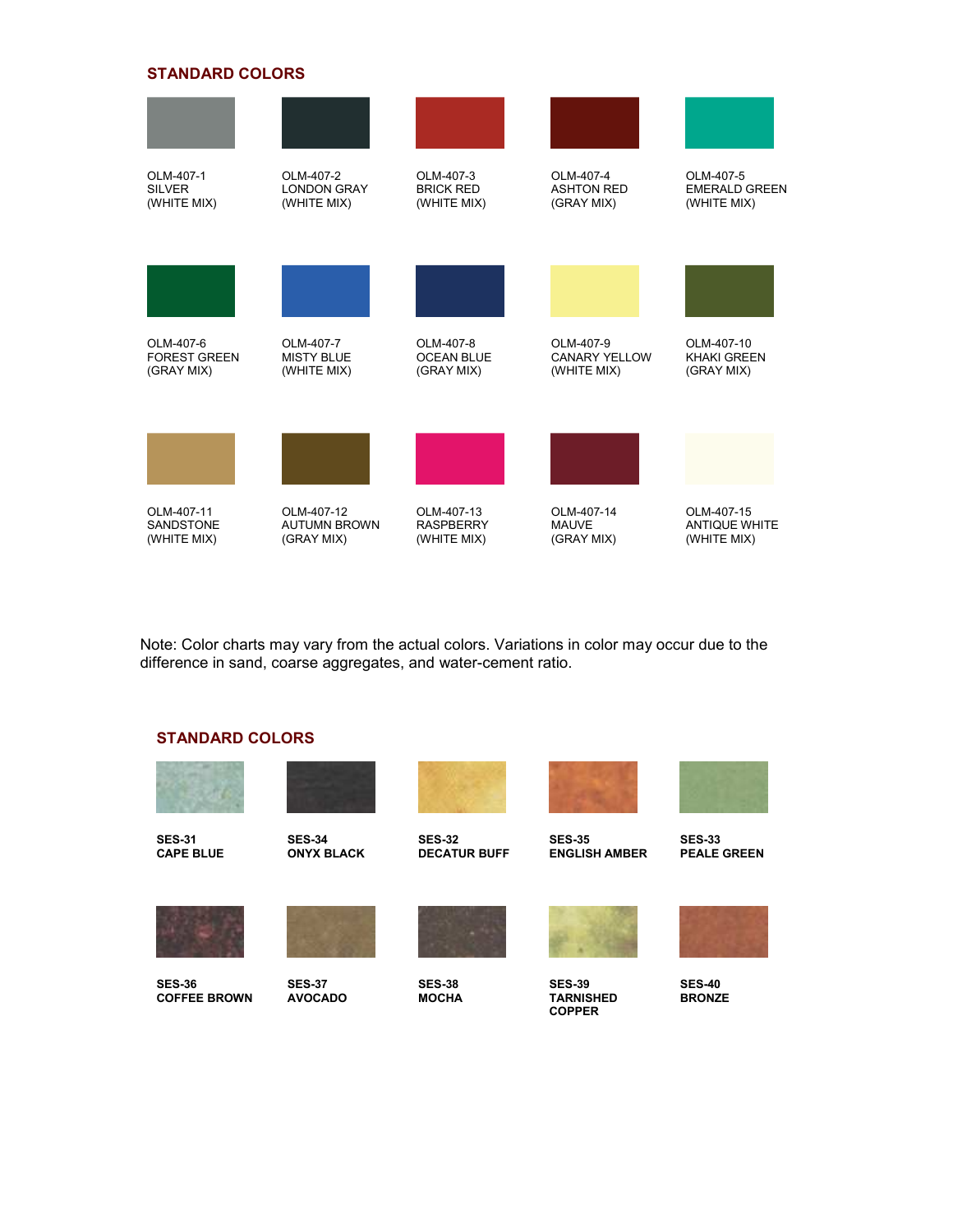## STANDARD COLORS

| | | | | |
|---|---|---|---|---|
| OLM-407-1<br>SILVER<br>(WHITE MIX) | OLM-407-2<br>LONDON GRAY<br>(WHITE MIX) | OLM-407-3<br>BRICK RED<br>(WHITE MIX) | OLM-407-4<br>ASHTON RED<br>(GRAY MIX) | OLM-407-5<br>EMERALD GREEN<br>(WHITE MIX) |
| OLM-407-6<br>FOREST GREEN<br>(GRAY MIX) | OLM-407-7<br>MISTY BLUE<br>(WHITE MIX) | OLM-407-8<br>OCEAN BLUE<br>(GRAY MIX) | OLM-407-9<br>CANARY YELLOW<br>(WHITE MIX) | OLM-407-10<br>KHAKI GREEN<br>(GRAY MIX) |
| OLM-407-11<br>SANDSTONE<br>(WHITE MIX) | OLM-407-12<br>AUTUMN BROWN<br>(GRAY MIX) | OLM-407-13<br>RASPBERRY<br>(WHITE MIX) | OLM-407-14<br>MAUVE<br>(GRAY MIX) | OLM-407-15<br>ANTIQUE WHITE<br>(WHITE MIX) |

Note: Color charts may vary from the actual colors. Variations in color may occur due to the difference in sand, coarse aggregates, and water-cement ratio.

## STANDARD COLORS

| | | | | |
|---|---|---|---|---|
| **SES-31**<br>**CAPE BLUE** | **SES-34**<br>**ONYX BLACK** | **SES-32**<br>**DECATUR BUFF** | **SES-35**<br>**ENGLISH AMBER** | **SES-33**<br>**PEALE GREEN** |
| **SES-36**<br>**COFFEE BROWN** | **SES-37**<br>**AVOCADO** | **SES-38**<br>**MOCHA** | **SES-39**<br>**TARNISHED COPPER** | **SES-40**<br>**BRONZE** |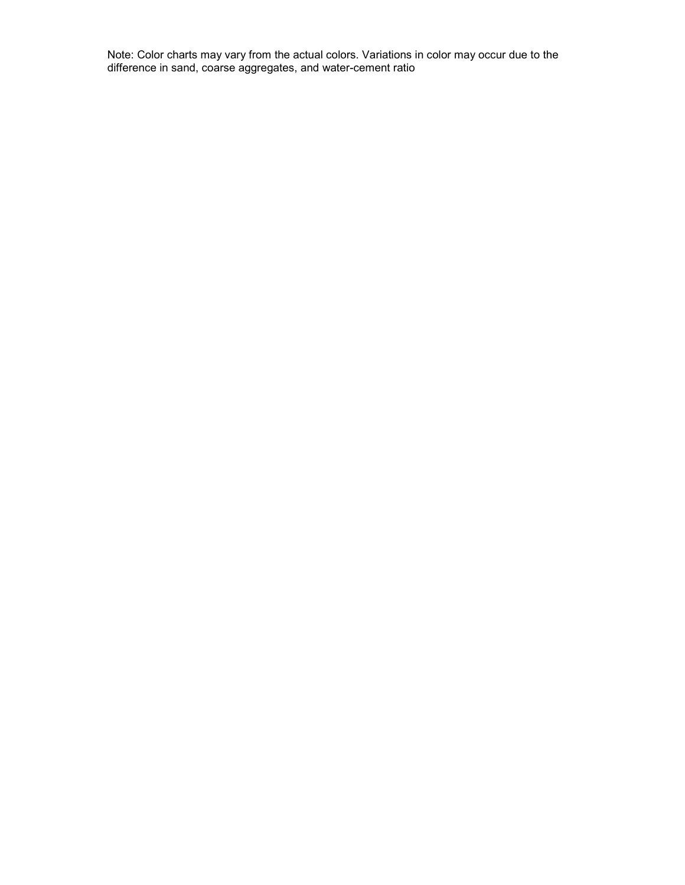Note: Color charts may vary from the actual colors. Variations in color may occur due to the difference in sand, coarse aggregates, and water-cement ratio